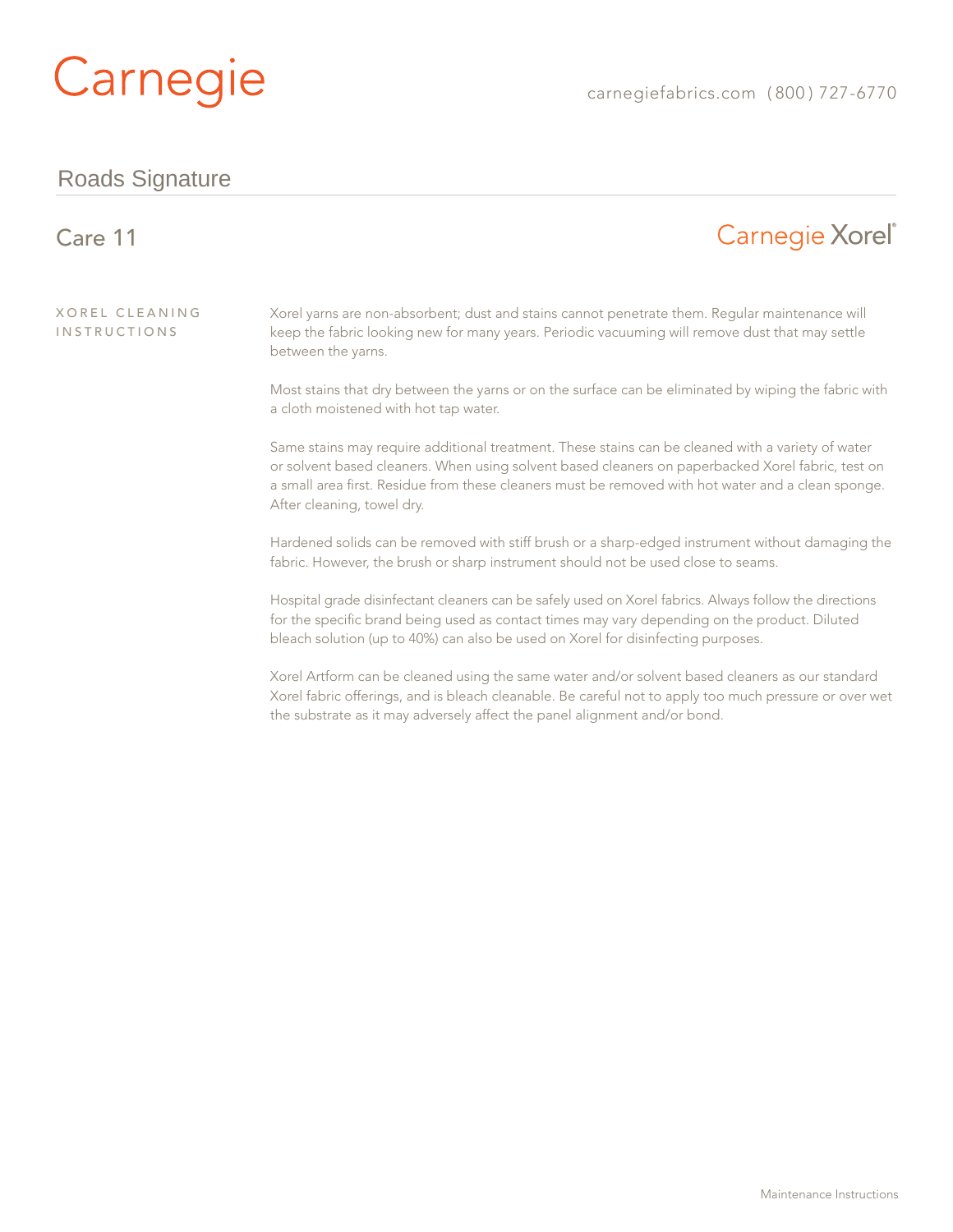# Carnegie

carnegiefabrics.com (800) 727-6770

## Roads Signature

### Care 11

Carnegie Xorel®

**XOREL CLEANING INSTRUCTIONS**

Xorel yarns are non-absorbent; dust and stains cannot penetrate them. Regular maintenance will keep the fabric looking new for many years. Periodic vacuuming will remove dust that may settle between the yarns.

Most stains that dry between the yarns or on the surface can be eliminated by wiping the fabric with a cloth moistened with hot tap water.

Same stains may require additional treatment. These stains can be cleaned with a variety of water or solvent based cleaners. When using solvent based cleaners on paperbacked Xorel fabric, test on a small area first. Residue from these cleaners must be removed with hot water and a clean sponge. After cleaning, towel dry.

Hardened solids can be removed with stiff brush or a sharp-edged instrument without damaging the fabric. However, the brush or sharp instrument should not be used close to seams.

Hospital grade disinfectant cleaners can be safely used on Xorel fabrics. Always follow the directions for the specific brand being used as contact times may vary depending on the product. Diluted bleach solution (up to 40%) can also be used on Xorel for disinfecting purposes.

Xorel Artform can be cleaned using the same water and/or solvent based cleaners as our standard Xorel fabric offerings, and is bleach cleanable. Be careful not to apply too much pressure or over wet the substrate as it may adversely affect the panel alignment and/or bond.

Maintenance Instructions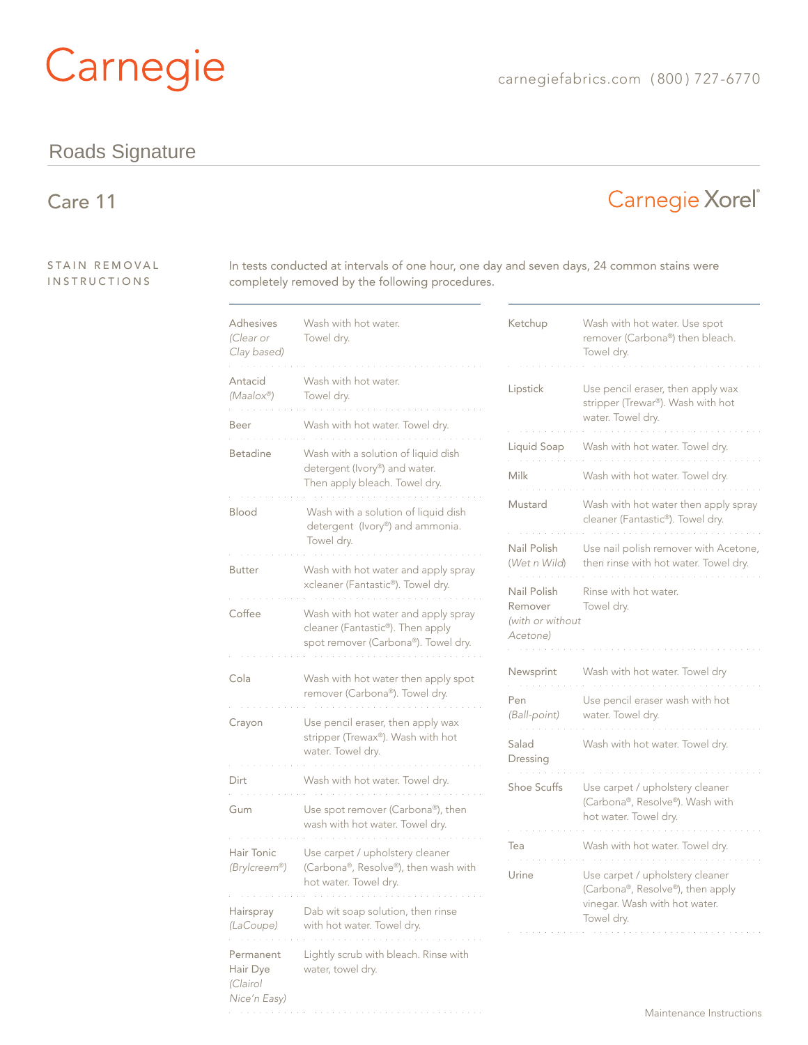# Carnegie

carnegiefabrics.com (800) 727-6770

## Roads Signature

## Care 11

Carnegie Xorel®

### STAIN REMOVAL INSTRUCTIONS

In tests conducted at intervals of one hour, one day and seven days, 24 common stains were completely removed by the following procedures.

| | |
|---|---|
| Adhesives *(Clear or Clay based)* | Wash with hot water. Towel dry. |
| Antacid *(Maalox®)* | Wash with hot water. Towel dry. |
| Beer | Wash with hot water. Towel dry. |
| Betadine | Wash with a solution of liquid dish detergent (Ivory®) and water. Then apply bleach. Towel dry. |
| Blood | Wash with a solution of liquid dish detergent (Ivory®) and ammonia. Towel dry. |
| Butter | Wash with hot water and apply spray xcleaner (Fantastic®). Towel dry. |
| Coffee | Wash with hot water and apply spray cleaner (Fantastic®). Then apply spot remover (Carbona®). Towel dry. |
| Cola | Wash with hot water then apply spot remover (Carbona®). Towel dry. |
| Crayon | Use pencil eraser, then apply wax stripper (Trewax®). Wash with hot water. Towel dry. |
| Dirt | Wash with hot water. Towel dry. |
| Gum | Use spot remover (Carbona®), then wash with hot water. Towel dry. |
| Hair Tonic *(Brylcreem®)* | Use carpet / upholstery cleaner (Carbona®, Resolve®), then wash with hot water. Towel dry. |
| Hairspray *(LaCoupe)* | Dab wit soap solution, then rinse with hot water. Towel dry. |
| Permanent Hair Dye *(Clairol Nice'n Easy)* | Lightly scrub with bleach. Rinse with water, towel dry. |
| Ketchup | Wash with hot water. Use spot remover (Carbona®) then bleach. Towel dry. |
| Lipstick | Use pencil eraser, then apply wax stripper (Trewar®). Wash with hot water. Towel dry. |
| Liquid Soap | Wash with hot water. Towel dry. |
| Milk | Wash with hot water. Towel dry. |
| Mustard | Wash with hot water then apply spray cleaner (Fantastic®). Towel dry. |
| Nail Polish *(Wet n Wild)* | Use nail polish remover with Acetone, then rinse with hot water. Towel dry. |
| Nail Polish Remover *(with or without Acetone)* | Rinse with hot water. Towel dry. |
| Newsprint | Wash with hot water. Towel dry |
| Pen *(Ball-point)* | Use pencil eraser wash with hot water. Towel dry. |
| Salad Dressing | Wash with hot water. Towel dry. |
| Shoe Scuffs | Use carpet / upholstery cleaner (Carbona®, Resolve®). Wash with hot water. Towel dry. |
| Tea | Wash with hot water. Towel dry. |
| Urine | Use carpet / upholstery cleaner (Carbona®, Resolve®), then apply vinegar. Wash with hot water. Towel dry. |

Maintenance Instructions